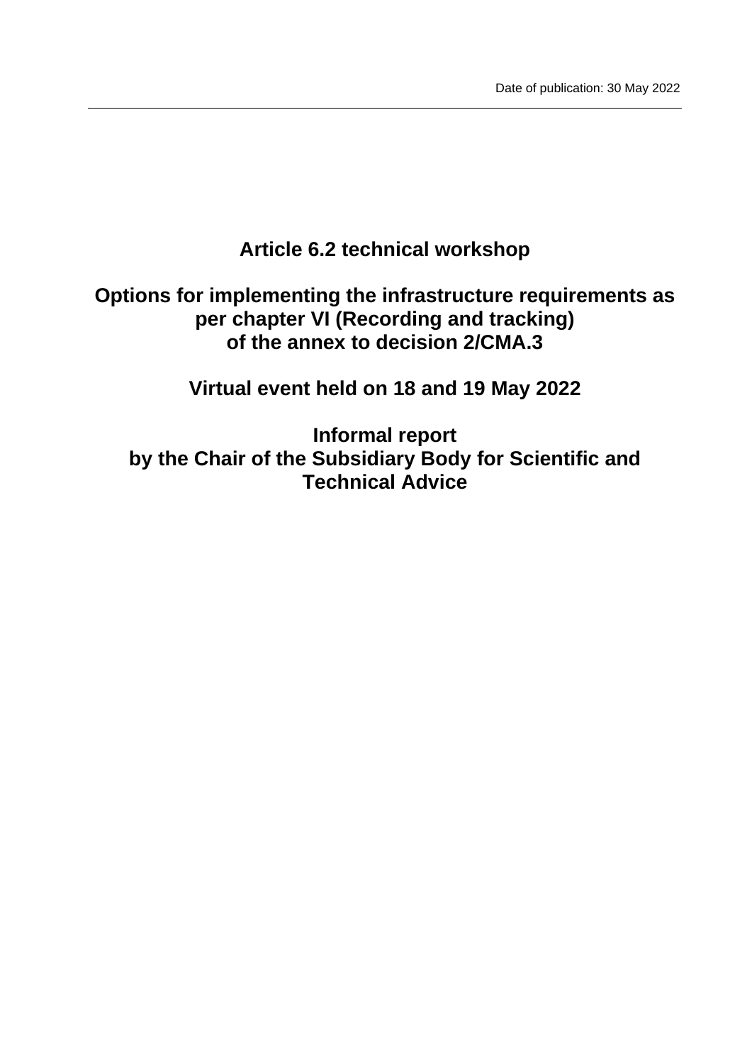Date of publication: 30 May 2022

# Article 6.2 technical workshop

# Options for implementing the infrastructure requirements as per chapter VI (Recording and tracking) of the annex to decision 2/CMA.3

# Virtual event held on 18 and 19 May 2022

# Informal report by the Chair of the Subsidiary Body for Scientific and Technical Advice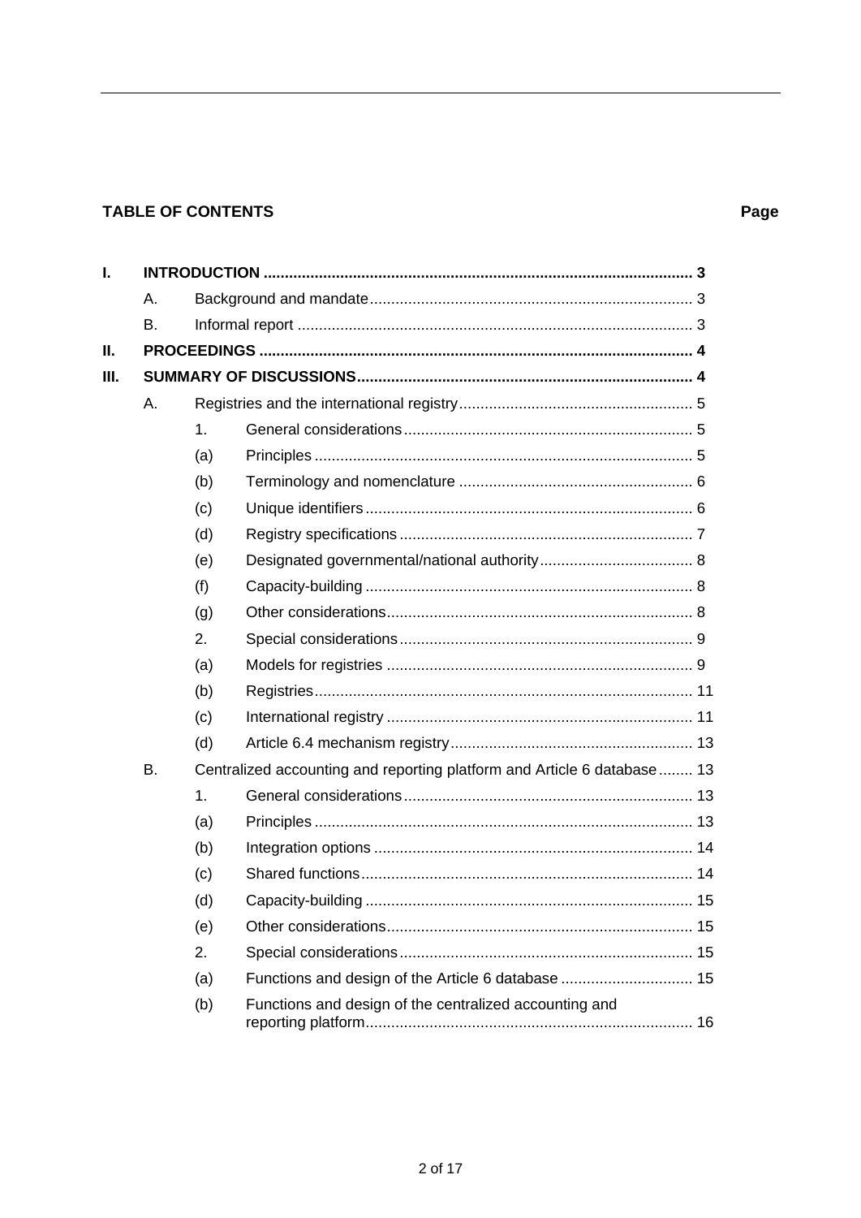**TABLE OF CONTENTS** **Page**

| | | | | Page |
|---|---|---|---|---|
| I. | **INTRODUCTION** | | | 3 |
| | A. | Background and mandate | | 3 |
| | B. | Informal report | | 3 |
| II. | **PROCEEDINGS** | | | 4 |
| III. | **SUMMARY OF DISCUSSIONS** | | | 4 |
| | A. | Registries and the international registry | | 5 |
| | | 1. | General considerations | 5 |
| | | (a) | Principles | 5 |
| | | (b) | Terminology and nomenclature | 6 |
| | | (c) | Unique identifiers | 6 |
| | | (d) | Registry specifications | 7 |
| | | (e) | Designated governmental/national authority | 8 |
| | | (f) | Capacity-building | 8 |
| | | (g) | Other considerations | 8 |
| | | 2. | Special considerations | 9 |
| | | (a) | Models for registries | 9 |
| | | (b) | Registries | 11 |
| | | (c) | International registry | 11 |
| | | (d) | Article 6.4 mechanism registry | 13 |
| | B. | Centralized accounting and reporting platform and Article 6 database | | 13 |
| | | 1. | General considerations | 13 |
| | | (a) | Principles | 13 |
| | | (b) | Integration options | 14 |
| | | (c) | Shared functions | 14 |
| | | (d) | Capacity-building | 15 |
| | | (e) | Other considerations | 15 |
| | | 2. | Special considerations | 15 |
| | | (a) | Functions and design of the Article 6 database | 15 |
| | | (b) | Functions and design of the centralized accounting and reporting platform | 16 |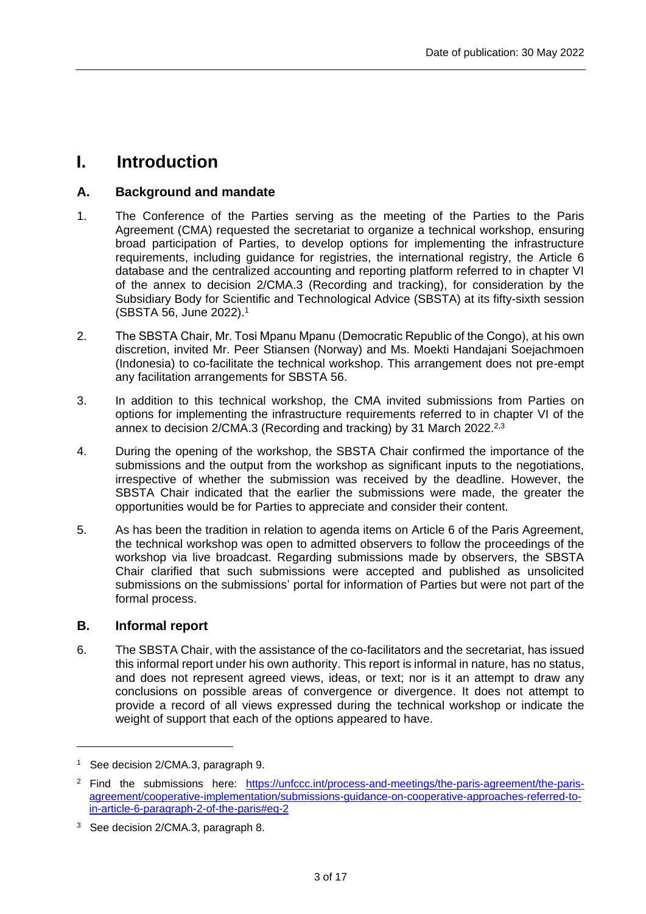Date of publication: 30 May 2022

# I. Introduction

## A. Background and mandate

1. The Conference of the Parties serving as the meeting of the Parties to the Paris Agreement (CMA) requested the secretariat to organize a technical workshop, ensuring broad participation of Parties, to develop options for implementing the infrastructure requirements, including guidance for registries, the international registry, the Article 6 database and the centralized accounting and reporting platform referred to in chapter VI of the annex to decision 2/CMA.3 (Recording and tracking), for consideration by the Subsidiary Body for Scientific and Technological Advice (SBSTA) at its fifty-sixth session (SBSTA 56, June 2022).[1]

2. The SBSTA Chair, Mr. Tosi Mpanu Mpanu (Democratic Republic of the Congo), at his own discretion, invited Mr. Peer Stiansen (Norway) and Ms. Moekti Handajani Soejachmoen (Indonesia) to co-facilitate the technical workshop. This arrangement does not pre-empt any facilitation arrangements for SBSTA 56.

3. In addition to this technical workshop, the CMA invited submissions from Parties on options for implementing the infrastructure requirements referred to in chapter VI of the annex to decision 2/CMA.3 (Recording and tracking) by 31 March 2022.[2,3]

4. During the opening of the workshop, the SBSTA Chair confirmed the importance of the submissions and the output from the workshop as significant inputs to the negotiations, irrespective of whether the submission was received by the deadline. However, the SBSTA Chair indicated that the earlier the submissions were made, the greater the opportunities would be for Parties to appreciate and consider their content.

5. As has been the tradition in relation to agenda items on Article 6 of the Paris Agreement, the technical workshop was open to admitted observers to follow the proceedings of the workshop via live broadcast. Regarding submissions made by observers, the SBSTA Chair clarified that such submissions were accepted and published as unsolicited submissions on the submissions' portal for information of Parties but were not part of the formal process.

## B. Informal report

6. The SBSTA Chair, with the assistance of the co-facilitators and the secretariat, has issued this informal report under his own authority. This report is informal in nature, has no status, and does not represent agreed views, ideas, or text; nor is it an attempt to draw any conclusions on possible areas of convergence or divergence. It does not attempt to provide a record of all views expressed during the technical workshop or indicate the weight of support that each of the options appeared to have.

---

[1] See decision 2/CMA.3, paragraph 9.

[2] Find the submissions here: https://unfccc.int/process-and-meetings/the-paris-agreement/the-paris-agreement/cooperative-implementation/submissions-guidance-on-cooperative-approaches-referred-to-in-article-6-paragraph-2-of-the-paris#eq-2

[3] See decision 2/CMA.3, paragraph 8.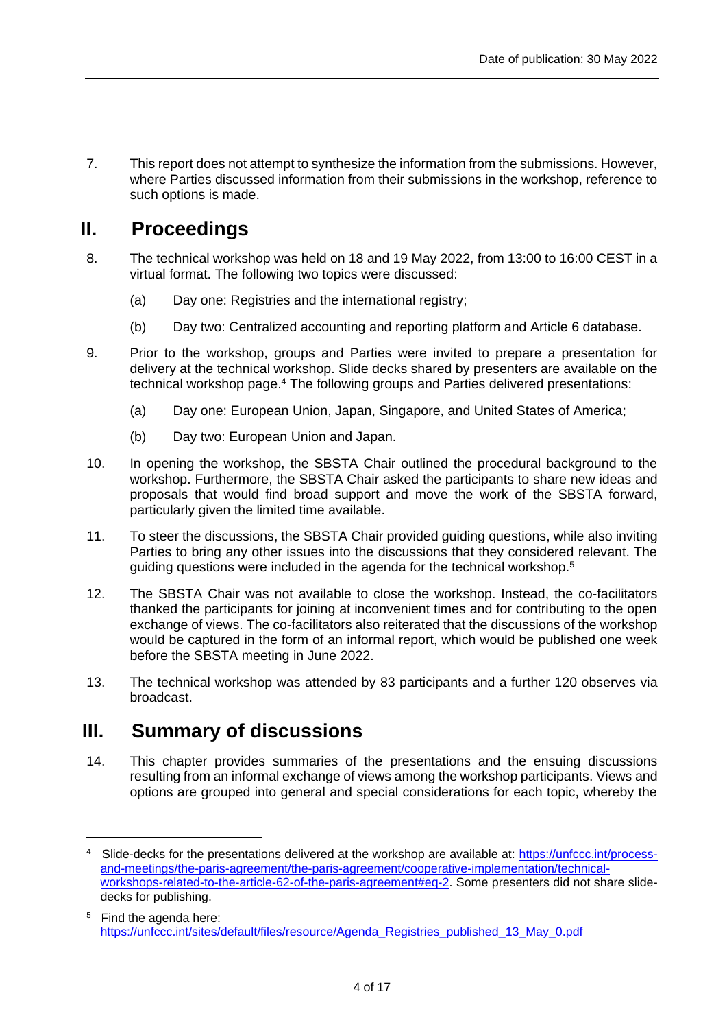7. This report does not attempt to synthesize the information from the submissions. However, where Parties discussed information from their submissions in the workshop, reference to such options is made.

## II. Proceedings

8. The technical workshop was held on 18 and 19 May 2022, from 13:00 to 16:00 CEST in a virtual format. The following two topics were discussed:

   (a) Day one: Registries and the international registry;

   (b) Day two: Centralized accounting and reporting platform and Article 6 database.

9. Prior to the workshop, groups and Parties were invited to prepare a presentation for delivery at the technical workshop. Slide decks shared by presenters are available on the technical workshop page.[4] The following groups and Parties delivered presentations:

   (a) Day one: European Union, Japan, Singapore, and United States of America;

   (b) Day two: European Union and Japan.

10. In opening the workshop, the SBSTA Chair outlined the procedural background to the workshop. Furthermore, the SBSTA Chair asked the participants to share new ideas and proposals that would find broad support and move the work of the SBSTA forward, particularly given the limited time available.

11. To steer the discussions, the SBSTA Chair provided guiding questions, while also inviting Parties to bring any other issues into the discussions that they considered relevant. The guiding questions were included in the agenda for the technical workshop.[5]

12. The SBSTA Chair was not available to close the workshop. Instead, the co-facilitators thanked the participants for joining at inconvenient times and for contributing to the open exchange of views. The co-facilitators also reiterated that the discussions of the workshop would be captured in the form of an informal report, which would be published one week before the SBSTA meeting in June 2022.

13. The technical workshop was attended by 83 participants and a further 120 observes via broadcast.

## III. Summary of discussions

14. This chapter provides summaries of the presentations and the ensuing discussions resulting from an informal exchange of views among the workshop participants. Views and options are grouped into general and special considerations for each topic, whereby the

---

[4] Slide-decks for the presentations delivered at the workshop are available at: https://unfccc.int/process-and-meetings/the-paris-agreement/the-paris-agreement/cooperative-implementation/technical-workshops-related-to-the-article-62-of-the-paris-agreement#eq-2. Some presenters did not share slide-decks for publishing.

[5] Find the agenda here: https://unfccc.int/sites/default/files/resource/Agenda_Registries_published_13_May_0.pdf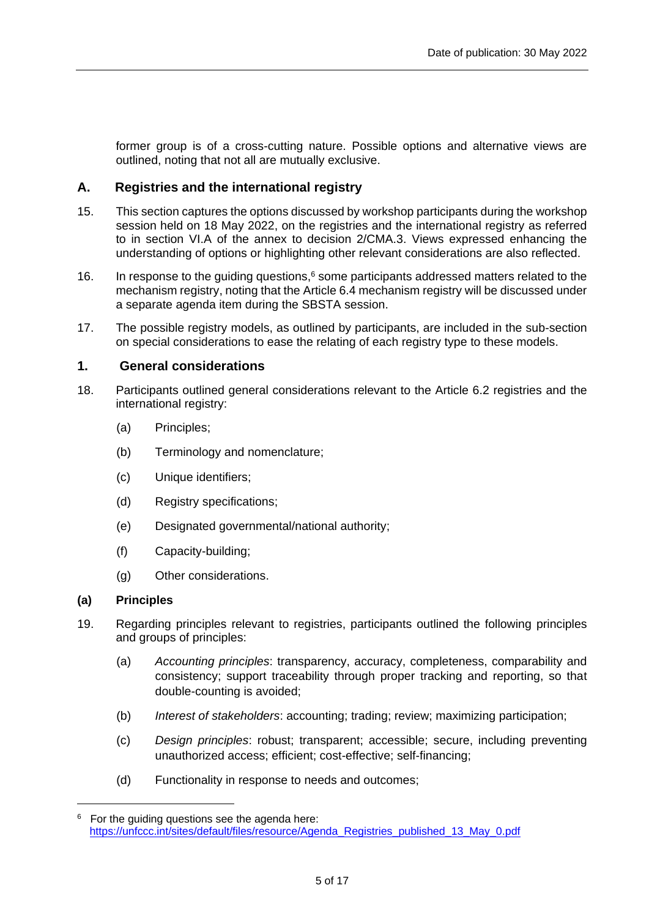former group is of a cross-cutting nature. Possible options and alternative views are outlined, noting that not all are mutually exclusive.

## A. Registries and the international registry

15. This section captures the options discussed by workshop participants during the workshop session held on 18 May 2022, on the registries and the international registry as referred to in section VI.A of the annex to decision 2/CMA.3. Views expressed enhancing the understanding of options or highlighting other relevant considerations are also reflected.

16. In response to the guiding questions,[6] some participants addressed matters related to the mechanism registry, noting that the Article 6.4 mechanism registry will be discussed under a separate agenda item during the SBSTA session.

17. The possible registry models, as outlined by participants, are included in the sub-section on special considerations to ease the relating of each registry type to these models.

### 1. General considerations

18. Participants outlined general considerations relevant to the Article 6.2 registries and the international registry:

   (a) Principles;

   (b) Terminology and nomenclature;

   (c) Unique identifiers;

   (d) Registry specifications;

   (e) Designated governmental/national authority;

   (f) Capacity-building;

   (g) Other considerations.

#### (a) Principles

19. Regarding principles relevant to registries, participants outlined the following principles and groups of principles:

   (a) *Accounting principles*: transparency, accuracy, completeness, comparability and consistency; support traceability through proper tracking and reporting, so that double-counting is avoided;

   (b) *Interest of stakeholders*: accounting; trading; review; maximizing participation;

   (c) *Design principles*: robust; transparent; accessible; secure, including preventing unauthorized access; efficient; cost-effective; self-financing;

   (d) Functionality in response to needs and outcomes;

---

[6] For the guiding questions see the agenda here: https://unfccc.int/sites/default/files/resource/Agenda_Registries_published_13_May_0.pdf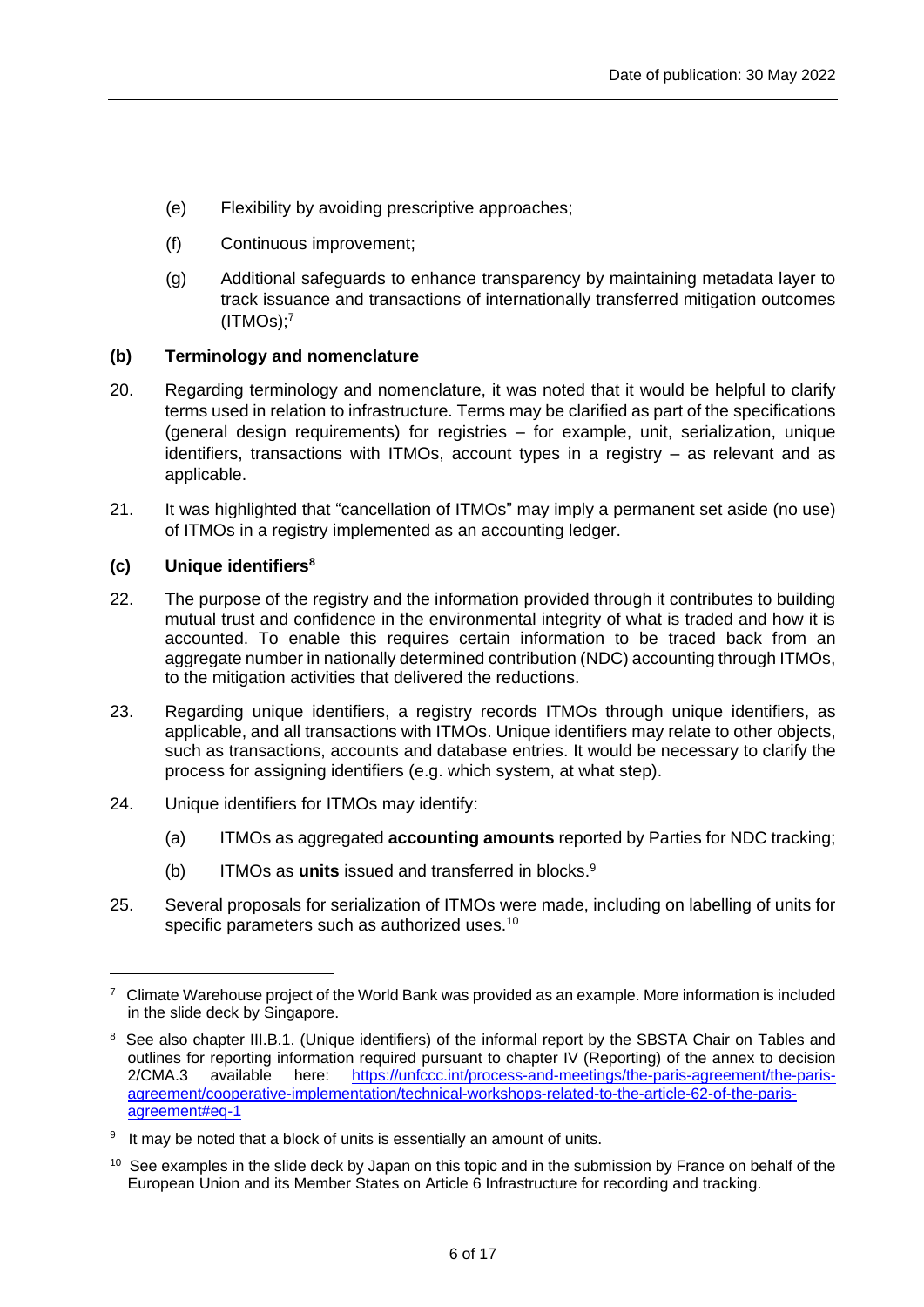(e) Flexibility by avoiding prescriptive approaches;

(f) Continuous improvement;

(g) Additional safeguards to enhance transparency by maintaining metadata layer to track issuance and transactions of internationally transferred mitigation outcomes (ITMOs);[7]

### (b) Terminology and nomenclature

20. Regarding terminology and nomenclature, it was noted that it would be helpful to clarify terms used in relation to infrastructure. Terms may be clarified as part of the specifications (general design requirements) for registries – for example, unit, serialization, unique identifiers, transactions with ITMOs, account types in a registry – as relevant and as applicable.

21. It was highlighted that "cancellation of ITMOs" may imply a permanent set aside (no use) of ITMOs in a registry implemented as an accounting ledger.

### (c) Unique identifiers[8]

22. The purpose of the registry and the information provided through it contributes to building mutual trust and confidence in the environmental integrity of what is traded and how it is accounted. To enable this requires certain information to be traced back from an aggregate number in nationally determined contribution (NDC) accounting through ITMOs, to the mitigation activities that delivered the reductions.

23. Regarding unique identifiers, a registry records ITMOs through unique identifiers, as applicable, and all transactions with ITMOs. Unique identifiers may relate to other objects, such as transactions, accounts and database entries. It would be necessary to clarify the process for assigning identifiers (e.g. which system, at what step).

24. Unique identifiers for ITMOs may identify:

   (a) ITMOs as aggregated **accounting amounts** reported by Parties for NDC tracking;

   (b) ITMOs as **units** issued and transferred in blocks.[9]

25. Several proposals for serialization of ITMOs were made, including on labelling of units for specific parameters such as authorized uses.[10]

---

[7] Climate Warehouse project of the World Bank was provided as an example. More information is included in the slide deck by Singapore.

[8] See also chapter III.B.1. (Unique identifiers) of the informal report by the SBSTA Chair on Tables and outlines for reporting information required pursuant to chapter IV (Reporting) of the annex to decision 2/CMA.3 available here: https://unfccc.int/process-and-meetings/the-paris-agreement/the-paris-agreement/cooperative-implementation/technical-workshops-related-to-the-article-62-of-the-paris-agreement#eq-1

[9] It may be noted that a block of units is essentially an amount of units.

[10] See examples in the slide deck by Japan on this topic and in the submission by France on behalf of the European Union and its Member States on Article 6 Infrastructure for recording and tracking.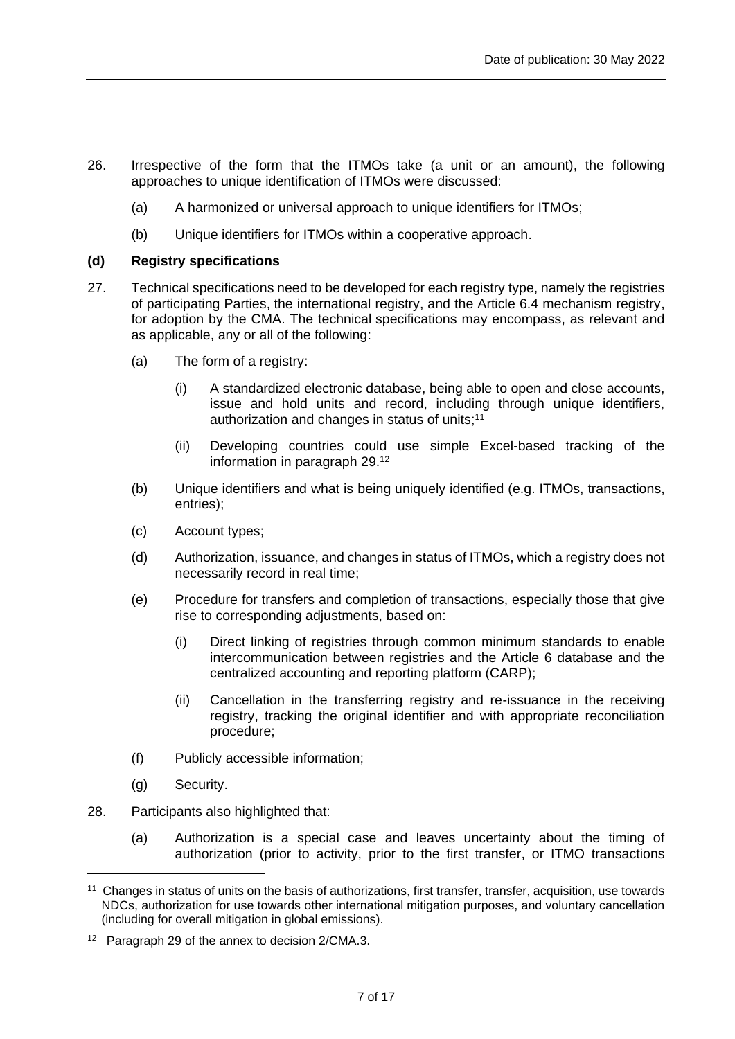26. Irrespective of the form that the ITMOs take (a unit or an amount), the following approaches to unique identification of ITMOs were discussed:

    (a) A harmonized or universal approach to unique identifiers for ITMOs;

    (b) Unique identifiers for ITMOs within a cooperative approach.

**(d) Registry specifications**

27. Technical specifications need to be developed for each registry type, namely the registries of participating Parties, the international registry, and the Article 6.4 mechanism registry, for adoption by the CMA. The technical specifications may encompass, as relevant and as applicable, any or all of the following:

    (a) The form of a registry:

        (i) A standardized electronic database, being able to open and close accounts, issue and hold units and record, including through unique identifiers, authorization and changes in status of units;[11]

        (ii) Developing countries could use simple Excel-based tracking of the information in paragraph 29.[12]

    (b) Unique identifiers and what is being uniquely identified (e.g. ITMOs, transactions, entries);

    (c) Account types;

    (d) Authorization, issuance, and changes in status of ITMOs, which a registry does not necessarily record in real time;

    (e) Procedure for transfers and completion of transactions, especially those that give rise to corresponding adjustments, based on:

        (i) Direct linking of registries through common minimum standards to enable intercommunication between registries and the Article 6 database and the centralized accounting and reporting platform (CARP);

        (ii) Cancellation in the transferring registry and re-issuance in the receiving registry, tracking the original identifier and with appropriate reconciliation procedure;

    (f) Publicly accessible information;

    (g) Security.

28. Participants also highlighted that:

    (a) Authorization is a special case and leaves uncertainty about the timing of authorization (prior to activity, prior to the first transfer, or ITMO transactions

---

[11] Changes in status of units on the basis of authorizations, first transfer, transfer, acquisition, use towards NDCs, authorization for use towards other international mitigation purposes, and voluntary cancellation (including for overall mitigation in global emissions).

[12] Paragraph 29 of the annex to decision 2/CMA.3.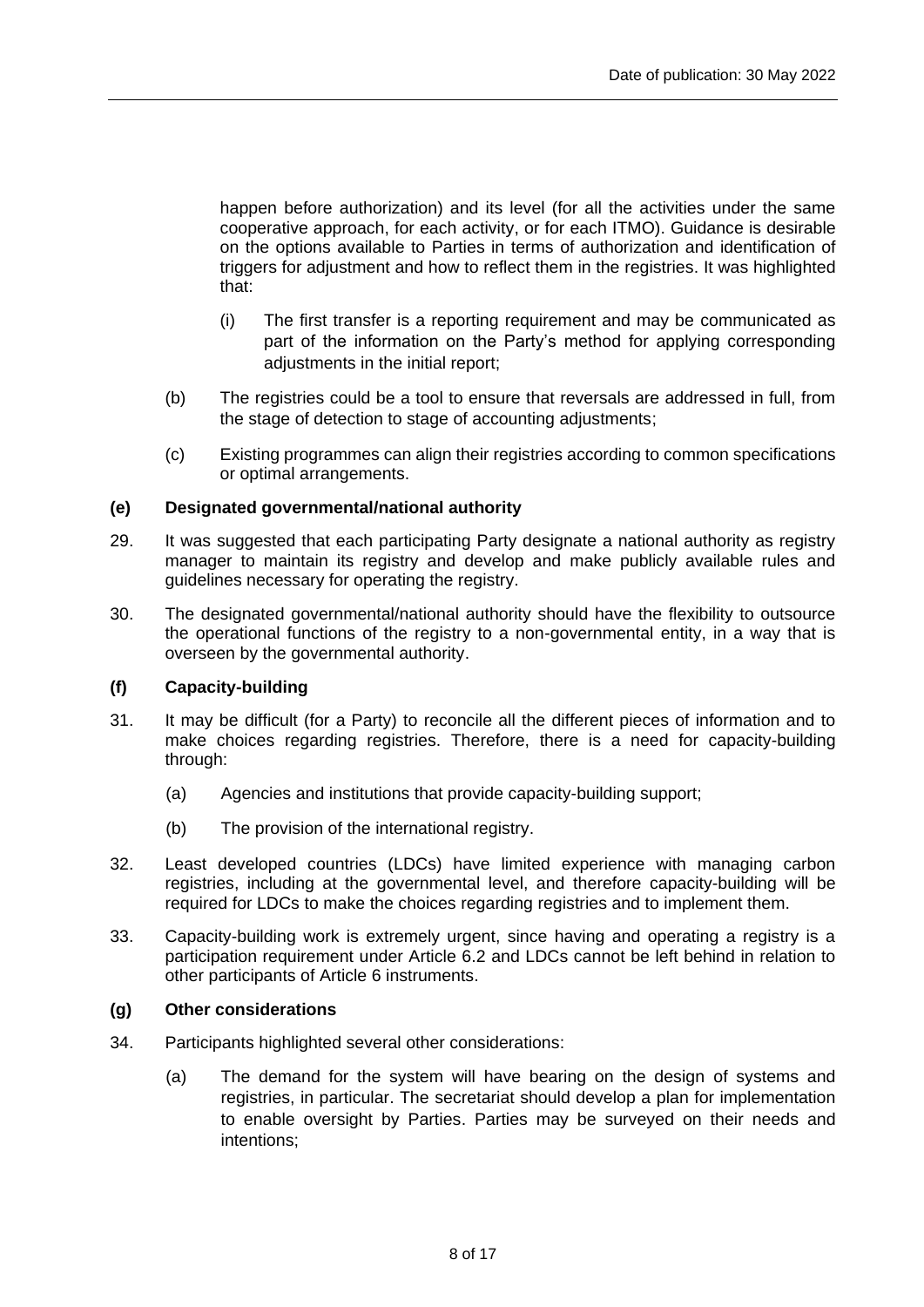happen before authorization) and its level (for all the activities under the same cooperative approach, for each activity, or for each ITMO). Guidance is desirable on the options available to Parties in terms of authorization and identification of triggers for adjustment and how to reflect them in the registries. It was highlighted that:

   (i) The first transfer is a reporting requirement and may be communicated as part of the information on the Party's method for applying corresponding adjustments in the initial report;

(b) The registries could be a tool to ensure that reversals are addressed in full, from the stage of detection to stage of accounting adjustments;

(c) Existing programmes can align their registries according to common specifications or optimal arrangements.

### (e) Designated governmental/national authority

29. It was suggested that each participating Party designate a national authority as registry manager to maintain its registry and develop and make publicly available rules and guidelines necessary for operating the registry.

30. The designated governmental/national authority should have the flexibility to outsource the operational functions of the registry to a non-governmental entity, in a way that is overseen by the governmental authority.

### (f) Capacity-building

31. It may be difficult (for a Party) to reconcile all the different pieces of information and to make choices regarding registries. Therefore, there is a need for capacity-building through:

   (a) Agencies and institutions that provide capacity-building support;

   (b) The provision of the international registry.

32. Least developed countries (LDCs) have limited experience with managing carbon registries, including at the governmental level, and therefore capacity-building will be required for LDCs to make the choices regarding registries and to implement them.

33. Capacity-building work is extremely urgent, since having and operating a registry is a participation requirement under Article 6.2 and LDCs cannot be left behind in relation to other participants of Article 6 instruments.

### (g) Other considerations

34. Participants highlighted several other considerations:

   (a) The demand for the system will have bearing on the design of systems and registries, in particular. The secretariat should develop a plan for implementation to enable oversight by Parties. Parties may be surveyed on their needs and intentions;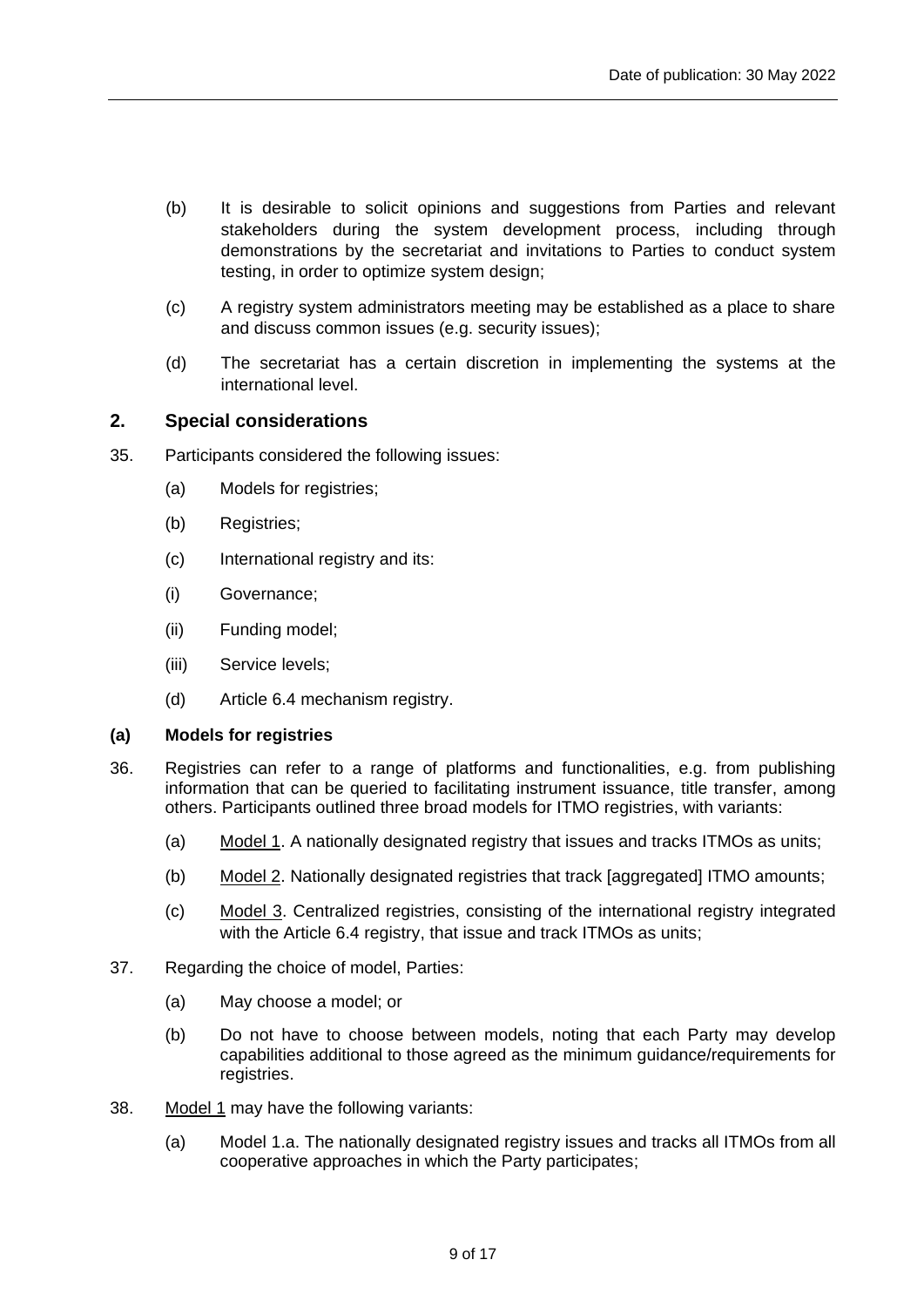(b) It is desirable to solicit opinions and suggestions from Parties and relevant stakeholders during the system development process, including through demonstrations by the secretariat and invitations to Parties to conduct system testing, in order to optimize system design;

(c) A registry system administrators meeting may be established as a place to share and discuss common issues (e.g. security issues);

(d) The secretariat has a certain discretion in implementing the systems at the international level.

## 2. Special considerations

35. Participants considered the following issues:

(a) Models for registries;

(b) Registries;

(c) International registry and its:

(i) Governance;

(ii) Funding model;

(iii) Service levels;

(d) Article 6.4 mechanism registry.

### (a) Models for registries

36. Registries can refer to a range of platforms and functionalities, e.g. from publishing information that can be queried to facilitating instrument issuance, title transfer, among others. Participants outlined three broad models for ITMO registries, with variants:

(a) Model 1. A nationally designated registry that issues and tracks ITMOs as units;

(b) Model 2. Nationally designated registries that track [aggregated] ITMO amounts;

(c) Model 3. Centralized registries, consisting of the international registry integrated with the Article 6.4 registry, that issue and track ITMOs as units;

37. Regarding the choice of model, Parties:

(a) May choose a model; or

(b) Do not have to choose between models, noting that each Party may develop capabilities additional to those agreed as the minimum guidance/requirements for registries.

38. Model 1 may have the following variants:

(a) Model 1.a. The nationally designated registry issues and tracks all ITMOs from all cooperative approaches in which the Party participates;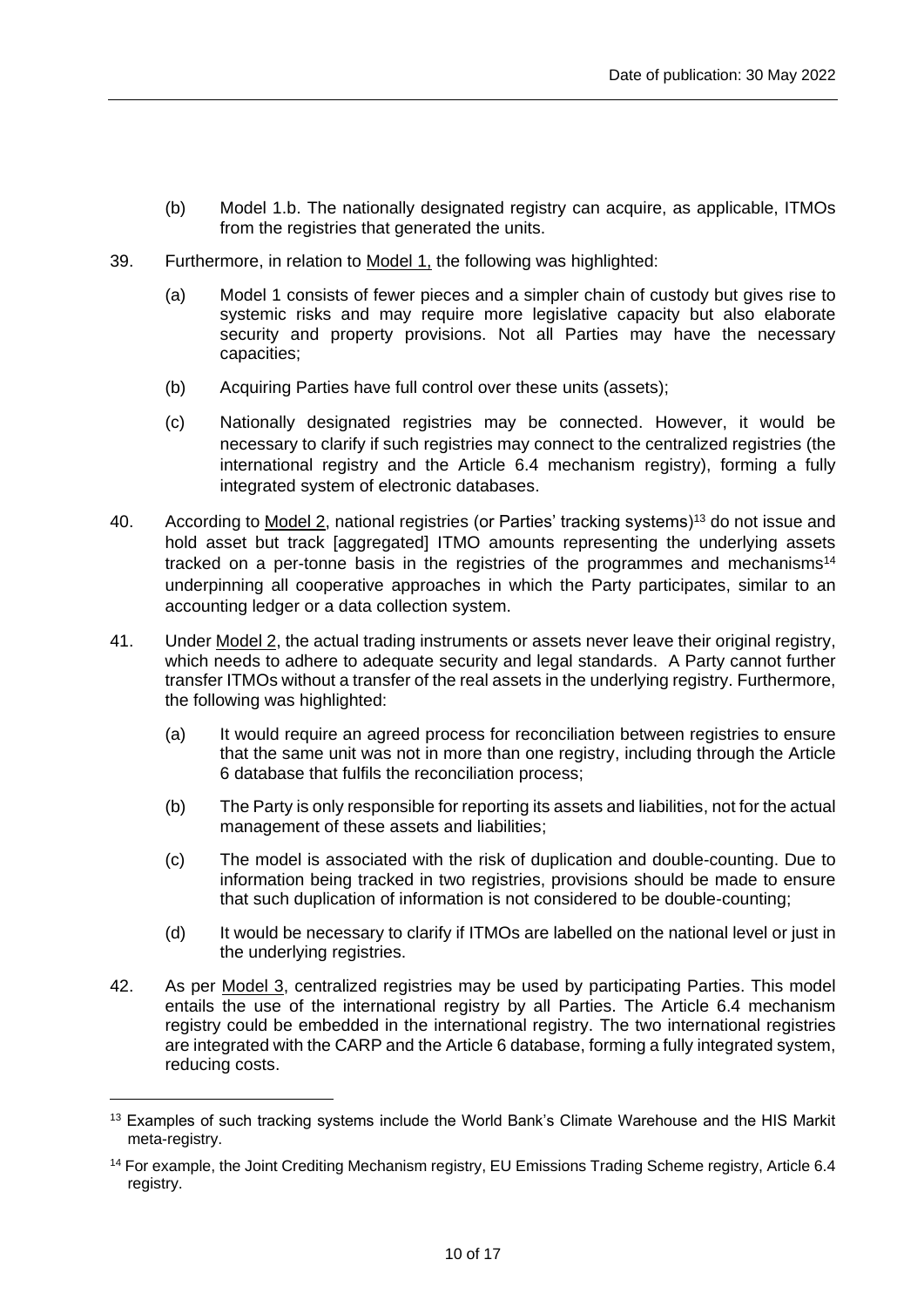(b) Model 1.b. The nationally designated registry can acquire, as applicable, ITMOs from the registries that generated the units.

39. Furthermore, in relation to Model 1, the following was highlighted:

(a) Model 1 consists of fewer pieces and a simpler chain of custody but gives rise to systemic risks and may require more legislative capacity but also elaborate security and property provisions. Not all Parties may have the necessary capacities;

(b) Acquiring Parties have full control over these units (assets);

(c) Nationally designated registries may be connected. However, it would be necessary to clarify if such registries may connect to the centralized registries (the international registry and the Article 6.4 mechanism registry), forming a fully integrated system of electronic databases.

40. According to Model 2, national registries (or Parties' tracking systems)[13] do not issue and hold asset but track [aggregated] ITMO amounts representing the underlying assets tracked on a per-tonne basis in the registries of the programmes and mechanisms[14] underpinning all cooperative approaches in which the Party participates, similar to an accounting ledger or a data collection system.

41. Under Model 2, the actual trading instruments or assets never leave their original registry, which needs to adhere to adequate security and legal standards. A Party cannot further transfer ITMOs without a transfer of the real assets in the underlying registry. Furthermore, the following was highlighted:

(a) It would require an agreed process for reconciliation between registries to ensure that the same unit was not in more than one registry, including through the Article 6 database that fulfils the reconciliation process;

(b) The Party is only responsible for reporting its assets and liabilities, not for the actual management of these assets and liabilities;

(c) The model is associated with the risk of duplication and double-counting. Due to information being tracked in two registries, provisions should be made to ensure that such duplication of information is not considered to be double-counting;

(d) It would be necessary to clarify if ITMOs are labelled on the national level or just in the underlying registries.

42. As per Model 3, centralized registries may be used by participating Parties. This model entails the use of the international registry by all Parties. The Article 6.4 mechanism registry could be embedded in the international registry. The two international registries are integrated with the CARP and the Article 6 database, forming a fully integrated system, reducing costs.

---

[13] Examples of such tracking systems include the World Bank's Climate Warehouse and the HIS Markit meta-registry.

[14] For example, the Joint Crediting Mechanism registry, EU Emissions Trading Scheme registry, Article 6.4 registry.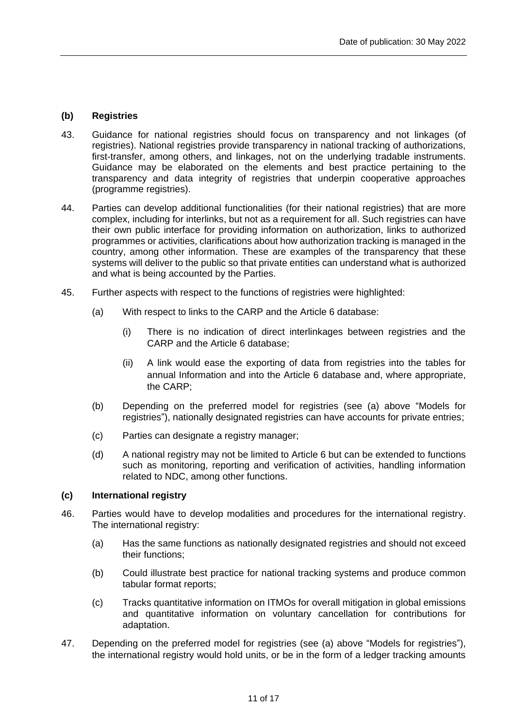### (b) Registries

43. Guidance for national registries should focus on transparency and not linkages (of registries). National registries provide transparency in national tracking of authorizations, first-transfer, among others, and linkages, not on the underlying tradable instruments. Guidance may be elaborated on the elements and best practice pertaining to the transparency and data integrity of registries that underpin cooperative approaches (programme registries).

44. Parties can develop additional functionalities (for their national registries) that are more complex, including for interlinks, but not as a requirement for all. Such registries can have their own public interface for providing information on authorization, links to authorized programmes or activities, clarifications about how authorization tracking is managed in the country, among other information. These are examples of the transparency that these systems will deliver to the public so that private entities can understand what is authorized and what is being accounted by the Parties.

45. Further aspects with respect to the functions of registries were highlighted:

    (a) With respect to links to the CARP and the Article 6 database:

        (i) There is no indication of direct interlinkages between registries and the CARP and the Article 6 database;

        (ii) A link would ease the exporting of data from registries into the tables for annual Information and into the Article 6 database and, where appropriate, the CARP;

    (b) Depending on the preferred model for registries (see (a) above "Models for registries"), nationally designated registries can have accounts for private entries;

    (c) Parties can designate a registry manager;

    (d) A national registry may not be limited to Article 6 but can be extended to functions such as monitoring, reporting and verification of activities, handling information related to NDC, among other functions.

### (c) International registry

46. Parties would have to develop modalities and procedures for the international registry. The international registry:

    (a) Has the same functions as nationally designated registries and should not exceed their functions;

    (b) Could illustrate best practice for national tracking systems and produce common tabular format reports;

    (c) Tracks quantitative information on ITMOs for overall mitigation in global emissions and quantitative information on voluntary cancellation for contributions for adaptation.

47. Depending on the preferred model for registries (see (a) above "Models for registries"), the international registry would hold units, or be in the form of a ledger tracking amounts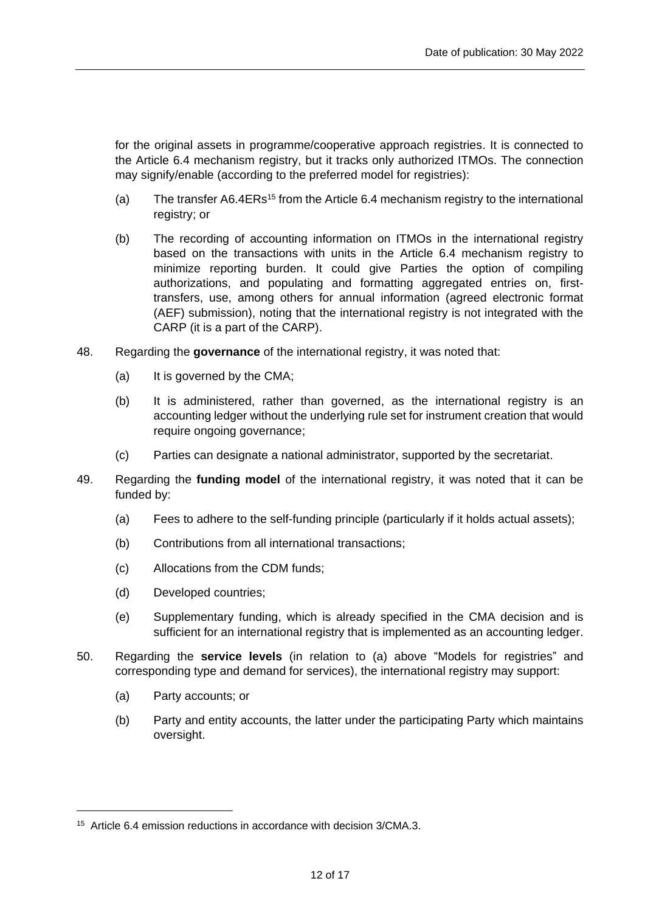for the original assets in programme/cooperative approach registries. It is connected to the Article 6.4 mechanism registry, but it tracks only authorized ITMOs. The connection may signify/enable (according to the preferred model for registries):

(a) The transfer A6.4ERs[15] from the Article 6.4 mechanism registry to the international registry; or

(b) The recording of accounting information on ITMOs in the international registry based on the transactions with units in the Article 6.4 mechanism registry to minimize reporting burden. It could give Parties the option of compiling authorizations, and populating and formatting aggregated entries on, first-transfers, use, among others for annual information (agreed electronic format (AEF) submission), noting that the international registry is not integrated with the CARP (it is a part of the CARP).

48. Regarding the **governance** of the international registry, it was noted that:

(a) It is governed by the CMA;

(b) It is administered, rather than governed, as the international registry is an accounting ledger without the underlying rule set for instrument creation that would require ongoing governance;

(c) Parties can designate a national administrator, supported by the secretariat.

49. Regarding the **funding model** of the international registry, it was noted that it can be funded by:

(a) Fees to adhere to the self-funding principle (particularly if it holds actual assets);

(b) Contributions from all international transactions;

(c) Allocations from the CDM funds;

(d) Developed countries;

(e) Supplementary funding, which is already specified in the CMA decision and is sufficient for an international registry that is implemented as an accounting ledger.

50. Regarding the **service levels** (in relation to (a) above "Models for registries" and corresponding type and demand for services), the international registry may support:

(a) Party accounts; or

(b) Party and entity accounts, the latter under the participating Party which maintains oversight.

---

[15] Article 6.4 emission reductions in accordance with decision 3/CMA.3.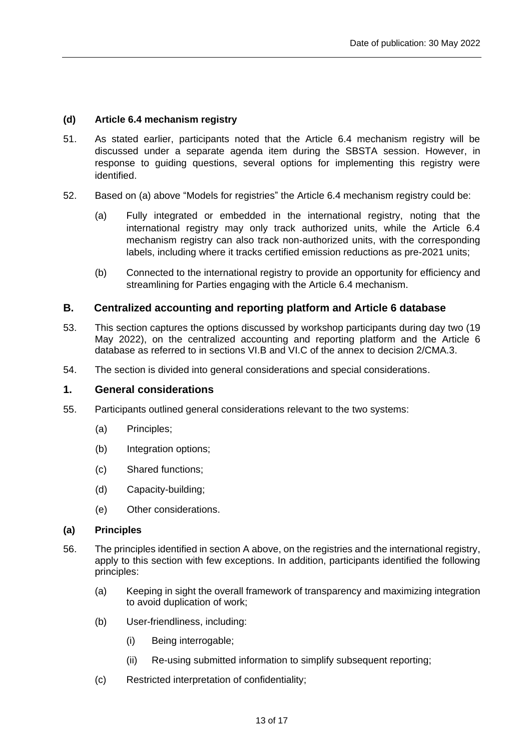#### (d) Article 6.4 mechanism registry

51. As stated earlier, participants noted that the Article 6.4 mechanism registry will be discussed under a separate agenda item during the SBSTA session. However, in response to guiding questions, several options for implementing this registry were identified.

52. Based on (a) above "Models for registries" the Article 6.4 mechanism registry could be:

    (a) Fully integrated or embedded in the international registry, noting that the international registry may only track authorized units, while the Article 6.4 mechanism registry can also track non-authorized units, with the corresponding labels, including where it tracks certified emission reductions as pre-2021 units;

    (b) Connected to the international registry to provide an opportunity for efficiency and streamlining for Parties engaging with the Article 6.4 mechanism.

## B. Centralized accounting and reporting platform and Article 6 database

53. This section captures the options discussed by workshop participants during day two (19 May 2022), on the centralized accounting and reporting platform and the Article 6 database as referred to in sections VI.B and VI.C of the annex to decision 2/CMA.3.

54. The section is divided into general considerations and special considerations.

### 1. General considerations

55. Participants outlined general considerations relevant to the two systems:

    (a) Principles;

    (b) Integration options;

    (c) Shared functions;

    (d) Capacity-building;

    (e) Other considerations.

#### (a) Principles

56. The principles identified in section A above, on the registries and the international registry, apply to this section with few exceptions. In addition, participants identified the following principles:

    (a) Keeping in sight the overall framework of transparency and maximizing integration to avoid duplication of work;

    (b) User-friendliness, including:

        (i) Being interrogable;

        (ii) Re-using submitted information to simplify subsequent reporting;

    (c) Restricted interpretation of confidentiality;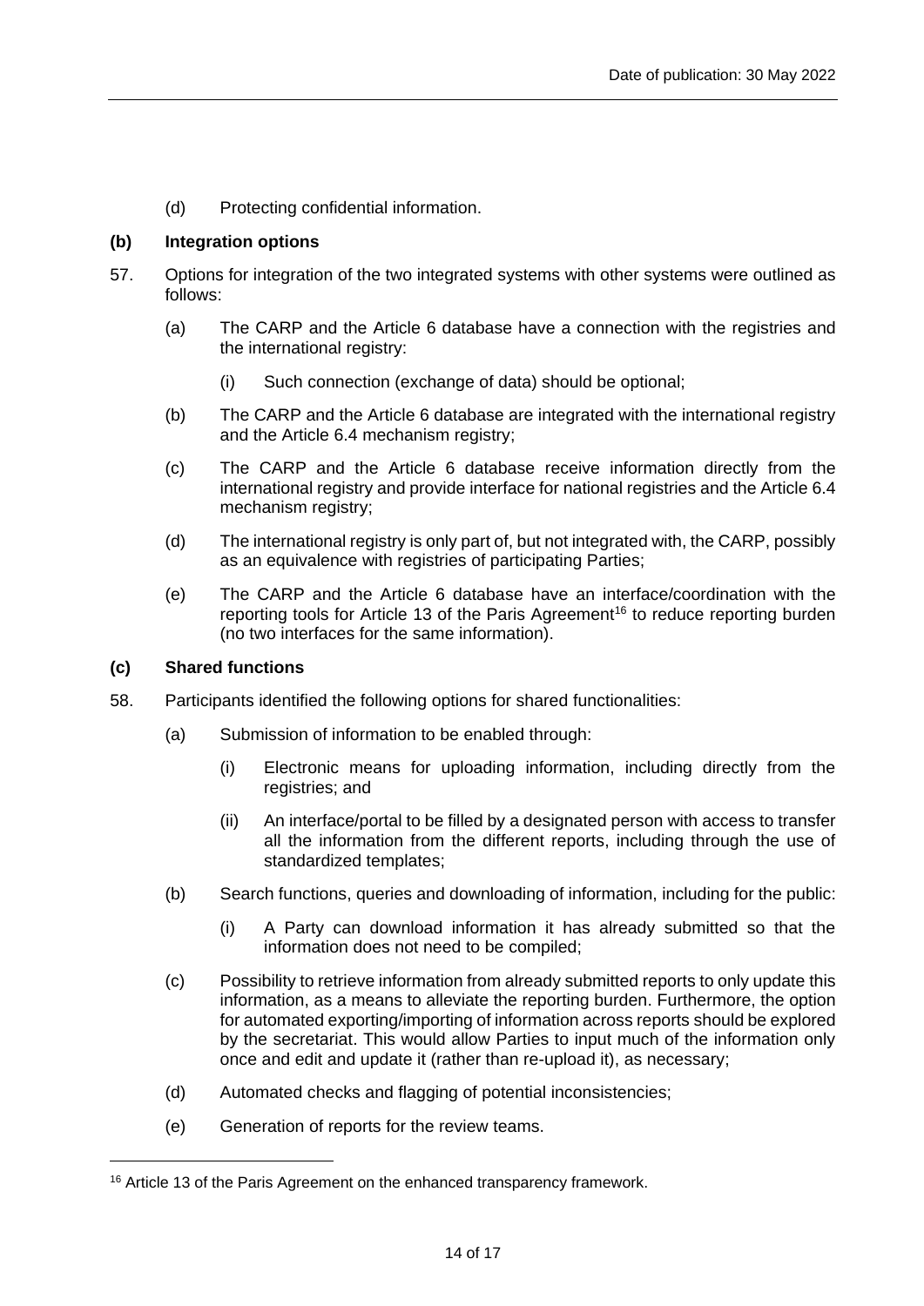(d) Protecting confidential information.

### (b) Integration options

57. Options for integration of the two integrated systems with other systems were outlined as follows:

    (a) The CARP and the Article 6 database have a connection with the registries and the international registry:

        (i) Such connection (exchange of data) should be optional;

    (b) The CARP and the Article 6 database are integrated with the international registry and the Article 6.4 mechanism registry;

    (c) The CARP and the Article 6 database receive information directly from the international registry and provide interface for national registries and the Article 6.4 mechanism registry;

    (d) The international registry is only part of, but not integrated with, the CARP, possibly as an equivalence with registries of participating Parties;

    (e) The CARP and the Article 6 database have an interface/coordination with the reporting tools for Article 13 of the Paris Agreement[16] to reduce reporting burden (no two interfaces for the same information).

### (c) Shared functions

58. Participants identified the following options for shared functionalities:

    (a) Submission of information to be enabled through:

        (i) Electronic means for uploading information, including directly from the registries; and

        (ii) An interface/portal to be filled by a designated person with access to transfer all the information from the different reports, including through the use of standardized templates;

    (b) Search functions, queries and downloading of information, including for the public:

        (i) A Party can download information it has already submitted so that the information does not need to be compiled;

    (c) Possibility to retrieve information from already submitted reports to only update this information, as a means to alleviate the reporting burden. Furthermore, the option for automated exporting/importing of information across reports should be explored by the secretariat. This would allow Parties to input much of the information only once and edit and update it (rather than re-upload it), as necessary;

    (d) Automated checks and flagging of potential inconsistencies;

    (e) Generation of reports for the review teams.

---

[16] Article 13 of the Paris Agreement on the enhanced transparency framework.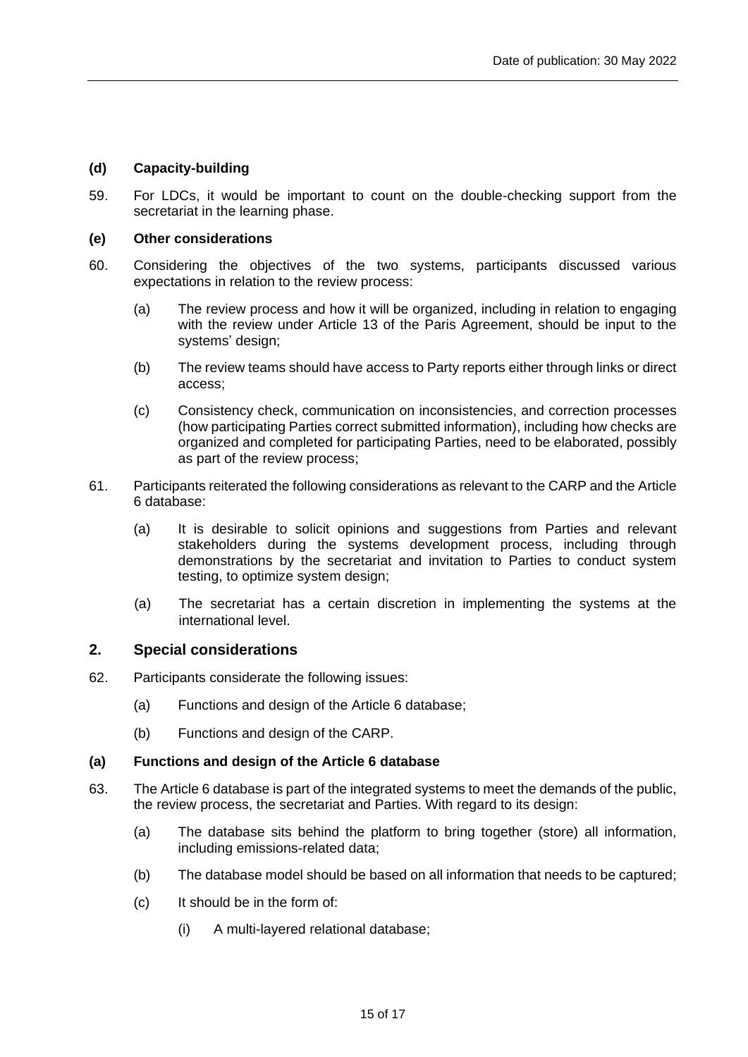#### (d) Capacity-building

59. For LDCs, it would be important to count on the double-checking support from the secretariat in the learning phase.

#### (e) Other considerations

60. Considering the objectives of the two systems, participants discussed various expectations in relation to the review process:

    (a) The review process and how it will be organized, including in relation to engaging with the review under Article 13 of the Paris Agreement, should be input to the systems' design;

    (b) The review teams should have access to Party reports either through links or direct access;

    (c) Consistency check, communication on inconsistencies, and correction processes (how participating Parties correct submitted information), including how checks are organized and completed for participating Parties, need to be elaborated, possibly as part of the review process;

61. Participants reiterated the following considerations as relevant to the CARP and the Article 6 database:

    (a) It is desirable to solicit opinions and suggestions from Parties and relevant stakeholders during the systems development process, including through demonstrations by the secretariat and invitation to Parties to conduct system testing, to optimize system design;

    (a) The secretariat has a certain discretion in implementing the systems at the international level.

### 2. Special considerations

62. Participants considerate the following issues:

    (a) Functions and design of the Article 6 database;

    (b) Functions and design of the CARP.

#### (a) Functions and design of the Article 6 database

63. The Article 6 database is part of the integrated systems to meet the demands of the public, the review process, the secretariat and Parties. With regard to its design:

    (a) The database sits behind the platform to bring together (store) all information, including emissions-related data;

    (b) The database model should be based on all information that needs to be captured;

    (c) It should be in the form of:

        (i) A multi-layered relational database;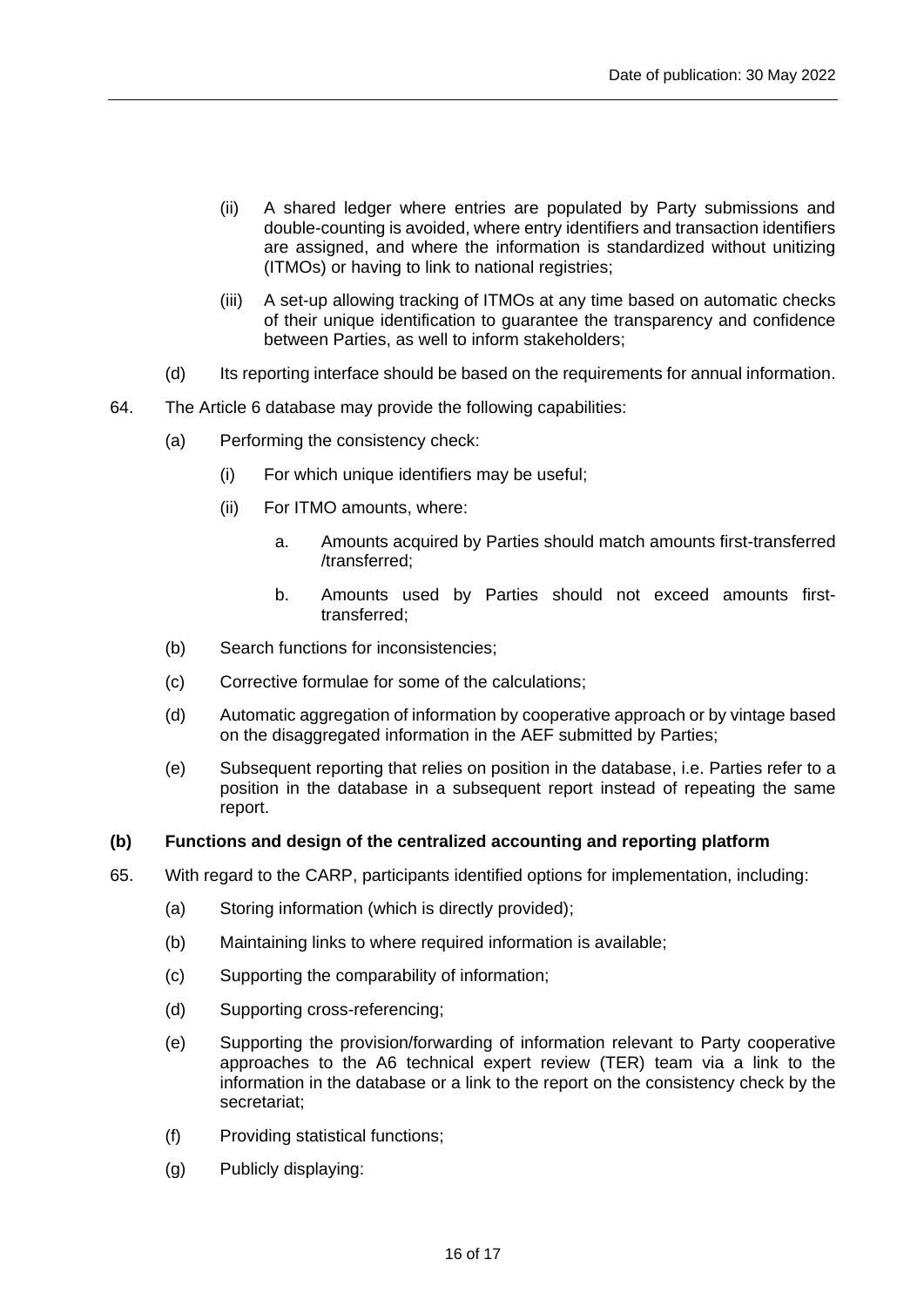(ii) A shared ledger where entries are populated by Party submissions and double-counting is avoided, where entry identifiers and transaction identifiers are assigned, and where the information is standardized without unitizing (ITMOs) or having to link to national registries;

(iii) A set-up allowing tracking of ITMOs at any time based on automatic checks of their unique identification to guarantee the transparency and confidence between Parties, as well to inform stakeholders;

(d) Its reporting interface should be based on the requirements for annual information.

64. The Article 6 database may provide the following capabilities:

(a) Performing the consistency check:

(i) For which unique identifiers may be useful;

(ii) For ITMO amounts, where:

a. Amounts acquired by Parties should match amounts first-transferred /transferred;

b. Amounts used by Parties should not exceed amounts first-transferred;

(b) Search functions for inconsistencies;

(c) Corrective formulae for some of the calculations;

(d) Automatic aggregation of information by cooperative approach or by vintage based on the disaggregated information in the AEF submitted by Parties;

(e) Subsequent reporting that relies on position in the database, i.e. Parties refer to a position in the database in a subsequent report instead of repeating the same report.

**(b) Functions and design of the centralized accounting and reporting platform**

65. With regard to the CARP, participants identified options for implementation, including:

(a) Storing information (which is directly provided);

(b) Maintaining links to where required information is available;

(c) Supporting the comparability of information;

(d) Supporting cross-referencing;

(e) Supporting the provision/forwarding of information relevant to Party cooperative approaches to the A6 technical expert review (TER) team via a link to the information in the database or a link to the report on the consistency check by the secretariat;

(f) Providing statistical functions;

(g) Publicly displaying: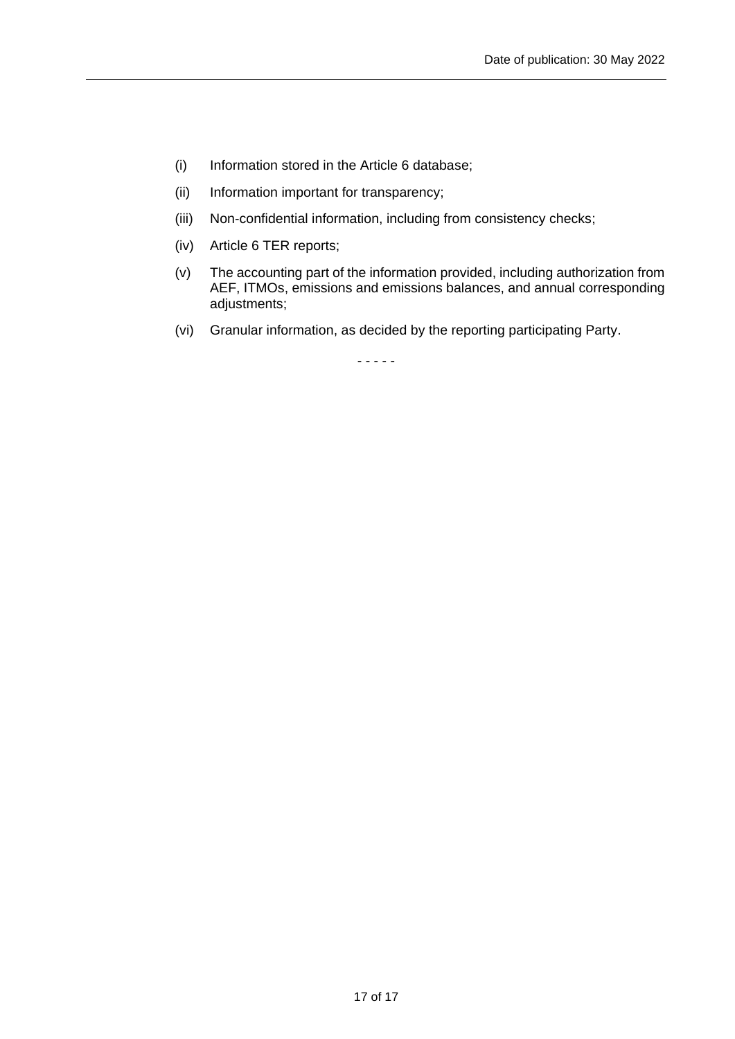(i) Information stored in the Article 6 database;

(ii) Information important for transparency;

(iii) Non-confidential information, including from consistency checks;

(iv) Article 6 TER reports;

(v) The accounting part of the information provided, including authorization from AEF, ITMOs, emissions and emissions balances, and annual corresponding adjustments;

(vi) Granular information, as decided by the reporting participating Party.

- - - - -